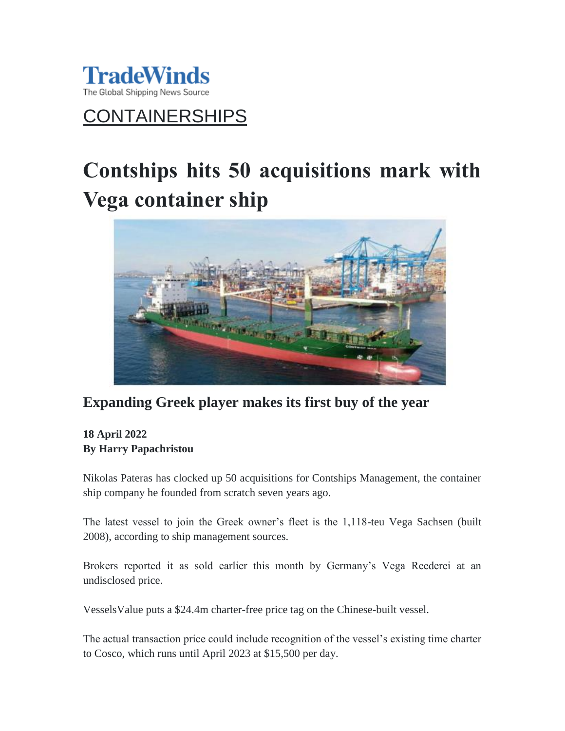TradeWinds
The Global Shipping News Source

CONTAINERSHIPS

# Contships hits 50 acquisitions mark with Vega container ship

## Expanding Greek player makes its first buy of the year

**18 April 2022**
**By Harry Papachristou**

Nikolas Pateras has clocked up 50 acquisitions for Contships Management, the container ship company he founded from scratch seven years ago.

The latest vessel to join the Greek owner's fleet is the 1,118-teu Vega Sachsen (built 2008), according to ship management sources.

Brokers reported it as sold earlier this month by Germany's Vega Reederei at an undisclosed price.

VesselsValue puts a $24.4m charter-free price tag on the Chinese-built vessel.

The actual transaction price could include recognition of the vessel's existing time charter to Cosco, which runs until April 2023 at $15,500 per day.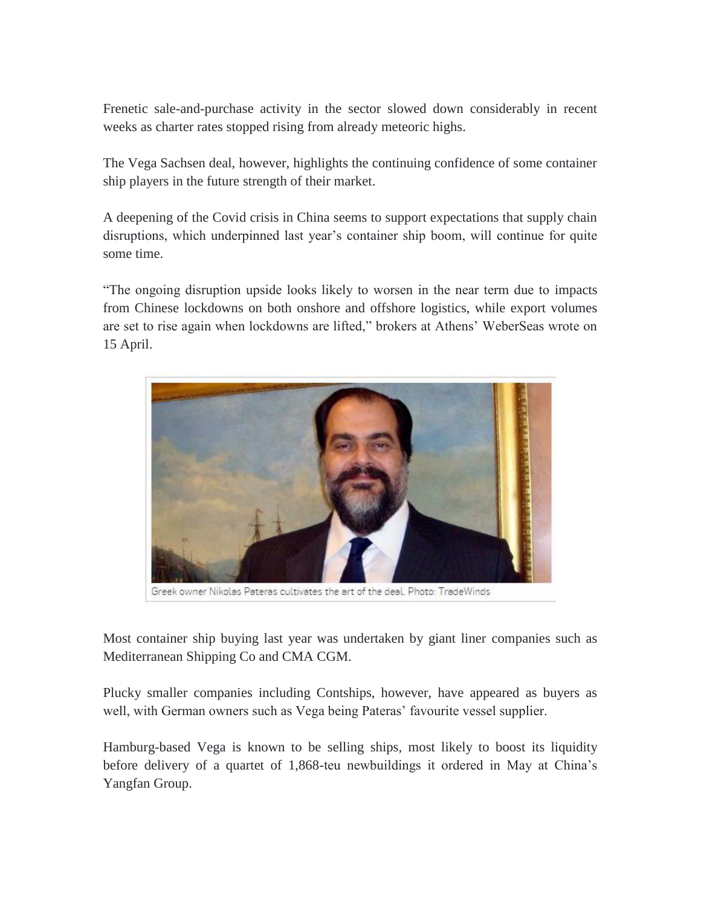Frenetic sale-and-purchase activity in the sector slowed down considerably in recent weeks as charter rates stopped rising from already meteoric highs.

The Vega Sachsen deal, however, highlights the continuing confidence of some container ship players in the future strength of their market.

A deepening of the Covid crisis in China seems to support expectations that supply chain disruptions, which underpinned last year's container ship boom, will continue for quite some time.

"The ongoing disruption upside looks likely to worsen in the near term due to impacts from Chinese lockdowns on both onshore and offshore logistics, while export volumes are set to rise again when lockdowns are lifted," brokers at Athens' WeberSeas wrote on 15 April.

Greek owner Nikolas Pateras cultivates the art of the deal. Photo: TradeWinds

Most container ship buying last year was undertaken by giant liner companies such as Mediterranean Shipping Co and CMA CGM.

Plucky smaller companies including Contships, however, have appeared as buyers as well, with German owners such as Vega being Pateras' favourite vessel supplier.

Hamburg-based Vega is known to be selling ships, most likely to boost its liquidity before delivery of a quartet of 1,868-teu newbuildings it ordered in May at China's Yangfan Group.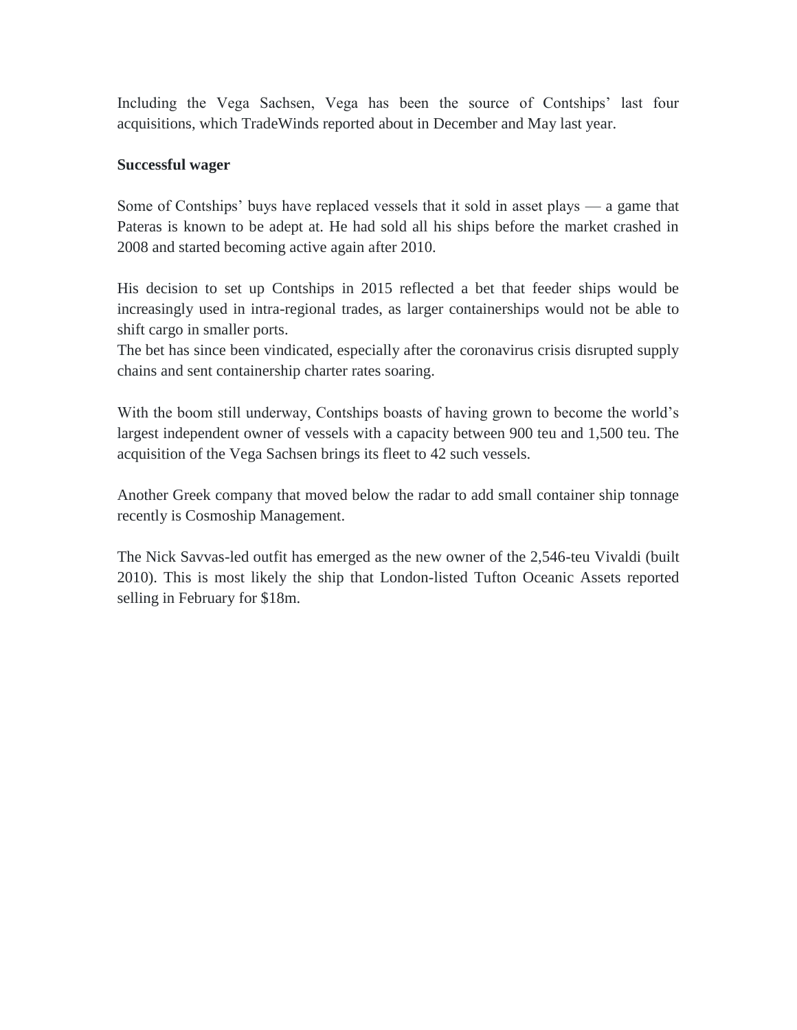Including the Vega Sachsen, Vega has been the source of Contships' last four acquisitions, which TradeWinds reported about in December and May last year.

**Successful wager**

Some of Contships' buys have replaced vessels that it sold in asset plays — a game that Pateras is known to be adept at. He had sold all his ships before the market crashed in 2008 and started becoming active again after 2010.

His decision to set up Contships in 2015 reflected a bet that feeder ships would be increasingly used in intra-regional trades, as larger containerships would not be able to shift cargo in smaller ports.

The bet has since been vindicated, especially after the coronavirus crisis disrupted supply chains and sent containership charter rates soaring.

With the boom still underway, Contships boasts of having grown to become the world's largest independent owner of vessels with a capacity between 900 teu and 1,500 teu. The acquisition of the Vega Sachsen brings its fleet to 42 such vessels.

Another Greek company that moved below the radar to add small container ship tonnage recently is Cosmoship Management.

The Nick Savvas-led outfit has emerged as the new owner of the 2,546-teu Vivaldi (built 2010). This is most likely the ship that London-listed Tufton Oceanic Assets reported selling in February for $18m.